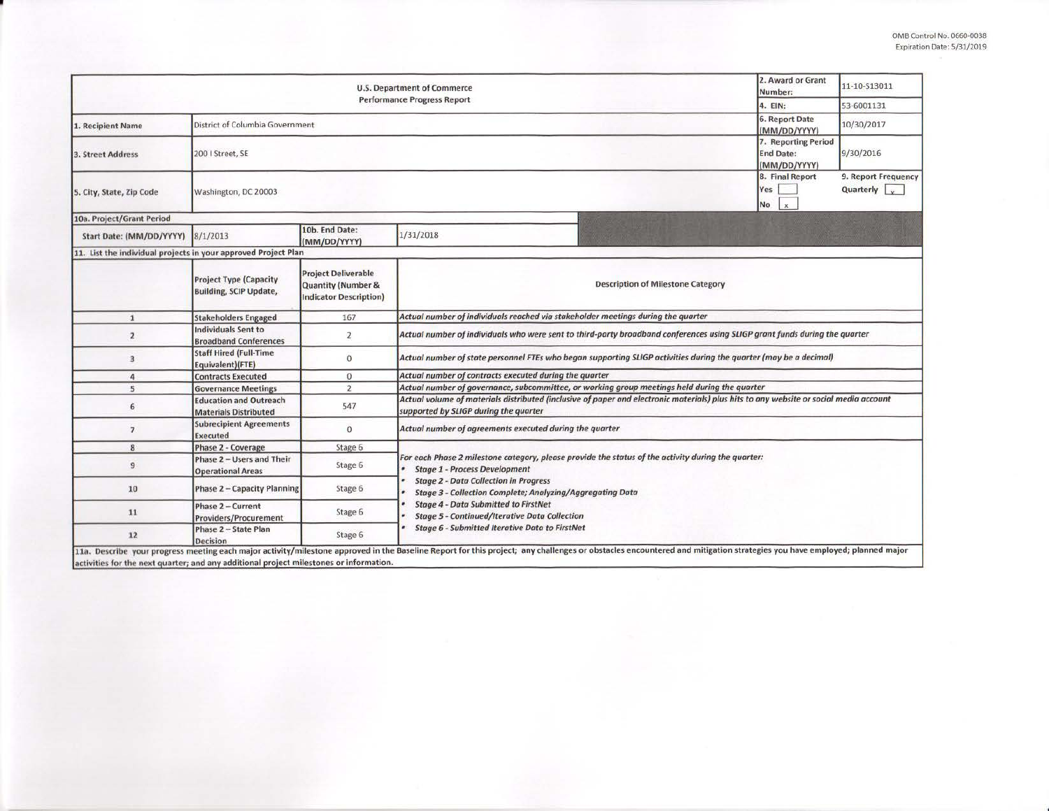OMB Control No. 0660-0038
Expiration Date: 5/31/2019

| U.S. Department of Commerce Performance Progress Report | | | | 2. Award or Grant Number: | 11-10-S13011 |
|---|---|---|---|---|---|
| | | | | 4. EIN: | 53-6001131 |
| 1. Recipient Name | District of Columbia Government | | | 6. Report Date (MM/DD/YYYY) | 10/30/2017 |
| 3. Street Address | 200 I Street, SE | | | 7. Reporting Period End Date: (MM/DD/YYYY) | 9/30/2016 |
| 5. City, State, Zip Code | Washington, DC 20003 | | | 8. Final Report Yes [ ] No [x] | 9. Report Frequency Quarterly [x] |
| 10a. Project/Grant Period | | | | | |
| Start Date: (MM/DD/YYYY) | 8/1/2013 | 10b. End Date: (MM/DD/YYYY) | 1/31/2018 | | |

11. List the individual projects in your approved Project Plan

| | Project Type (Capacity Building, SCIP Update, | Project Deliverable Quantity (Number & Indicator Description) | Description of Milestone Category |
|---|---|---|---|
| 1 | Stakeholders Engaged | 167 | *Actual number of individuals reached via stakeholder meetings during the quarter* |
| 2 | Individuals Sent to Broadband Conferences | 2 | *Actual number of individuals who were sent to third-party broadband conferences using SLIGP grant funds during the quarter* |
| 3 | Staff Hired (Full-Time Equivalent)(FTE) | 0 | *Actual number of state personnel FTEs who began supporting SLIGP activities during the quarter (may be a decimal)* |
| 4 | Contracts Executed | 0 | *Actual number of contracts executed during the quarter* |
| 5 | Governance Meetings | 2 | *Actual number of governance, subcommittee, or working group meetings held during the quarter* |
| 6 | Education and Outreach Materials Distributed | 547 | *Actual volume of materials distributed (inclusive of paper and electronic materials) plus hits to any website or social media account supported by SLIGP during the quarter* |
| 7 | Subrecipient Agreements Executed | 0 | *Actual number of agreements executed during the quarter* |
| 8 | Phase 2 - Coverage | Stage 6 | *For each Phase 2 milestone category, please provide the status of the activity during the quarter:* <br>• *Stage 1 - Process Development* <br>• *Stage 2 - Data Collection in Progress* <br>• *Stage 3 - Collection Complete; Analyzing/Aggregating Data* <br>• *Stage 4 - Data Submitted to FirstNet* <br>• *Stage 5 - Continued/Iterative Data Collection* <br>• *Stage 6 - Submitted Iterative Data to FirstNet* |
| 9 | Phase 2 – Users and Their Operational Areas | Stage 6 | |
| 10 | Phase 2 – Capacity Planning | Stage 6 | |
| 11 | Phase 2 – Current Providers/Procurement | Stage 6 | |
| 12 | Phase 2 – State Plan Decision | Stage 6 | |

11a. Describe your progress meeting each major activity/milestone approved in the Baseline Report for this project; any challenges or obstacles encountered and mitigation strategies you have employed; planned major activities for the next quarter; and any additional project milestones or information.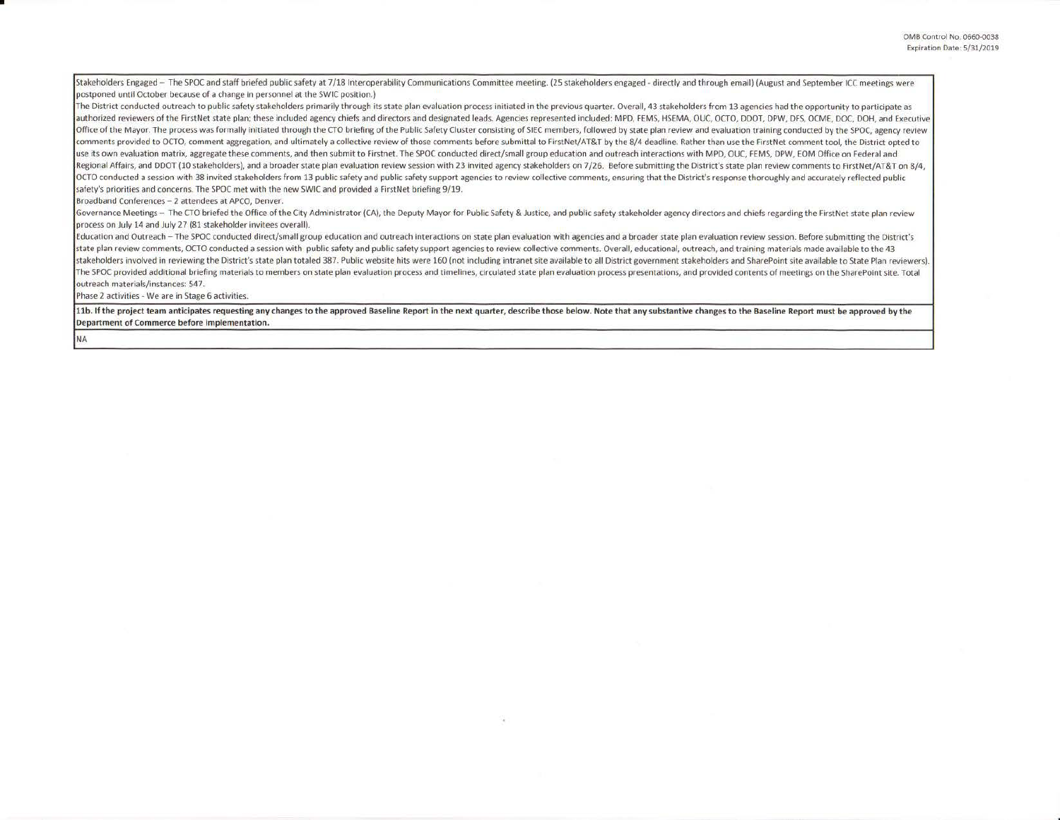Stakeholders Engaged – The SPOC and staff briefed public safety at 7/18 Interoperability Communications Committee meeting. (25 stakeholders engaged - directly and through email) (August and September ICC meetings were postponed until October because of a change in personnel at the SWIC position.)

The District conducted outreach to public safety stakeholders primarily through its state plan evaluation process initiated in the previous quarter. Overall, 43 stakeholders from 13 agencies had the opportunity to participate as authorized reviewers of the FirstNet state plan; these included agency chiefs and directors and designated leads. Agencies represented included: MPD, FEMS, HSEMA, OUC, OCTO, DDOT, DPW, DFS, OCME, DOC, DOH, and Executive Office of the Mayor. The process was formally initiated through the CTO briefing of the Public Safety Cluster consisting of SIEC members, followed by state plan review and evaluation training conducted by the SPOC, agency review comments provided to OCTO, comment aggregation, and ultimately a collective review of those comments before submittal to FirstNet/AT&T by the 8/4 deadline. Rather than use the FirstNet comment tool, the District opted to use its own evaluation matrix, aggregate these comments, and then submit to Firstnet. The SPOC conducted direct/small group education and outreach interactions with MPD, OUC, FEMS, DPW, EOM Office on Federal and Regional Affairs, and DDOT (10 stakeholders), and a broader state plan evaluation review session with 23 invited agency stakeholders on 7/26. Before submitting the District's state plan review comments to FirstNet/AT&T on 8/4, OCTO conducted a session with 38 invited stakeholders from 13 public safety and public safety support agencies to review collective comments, ensuring that the District's response thoroughly and accurately reflected public safety's priorities and concerns. The SPOC met with the new SWIC and provided a FirstNet briefing 9/19.

Broadband Conferences – 2 attendees at APCO, Denver.

Governance Meetings – The CTO briefed the Office of the City Administrator (CA), the Deputy Mayor for Public Safety & Justice, and public safety stakeholder agency directors and chiefs regarding the FirstNet state plan review process on July 14 and July 27 (81 stakeholder invitees overall).

Education and Outreach – The SPOC conducted direct/small group education and outreach interactions on state plan evaluation with agencies and a broader state plan evaluation review session. Before submitting the District's state plan review comments, OCTO conducted a session with public safety and public safety support agencies to review collective comments. Overall, educational, outreach, and training materials made available to the 43 stakeholders involved in reviewing the District's state plan totaled 387. Public website hits were 160 (not including intranet site available to all District government stakeholders and SharePoint site available to State Plan reviewers). The SPOC provided additional briefing materials to members on state plan evaluation process and timelines, circulated state plan evaluation process presentations, and provided contents of meetings on the SharePoint site. Total outreach materials/instances: 547.

Phase 2 activities - We are in Stage 6 activities.

**11b. If the project team anticipates requesting any changes to the approved Baseline Report in the next quarter, describe those below. Note that any substantive changes to the Baseline Report must be approved by the Department of Commerce before implementation.**

NA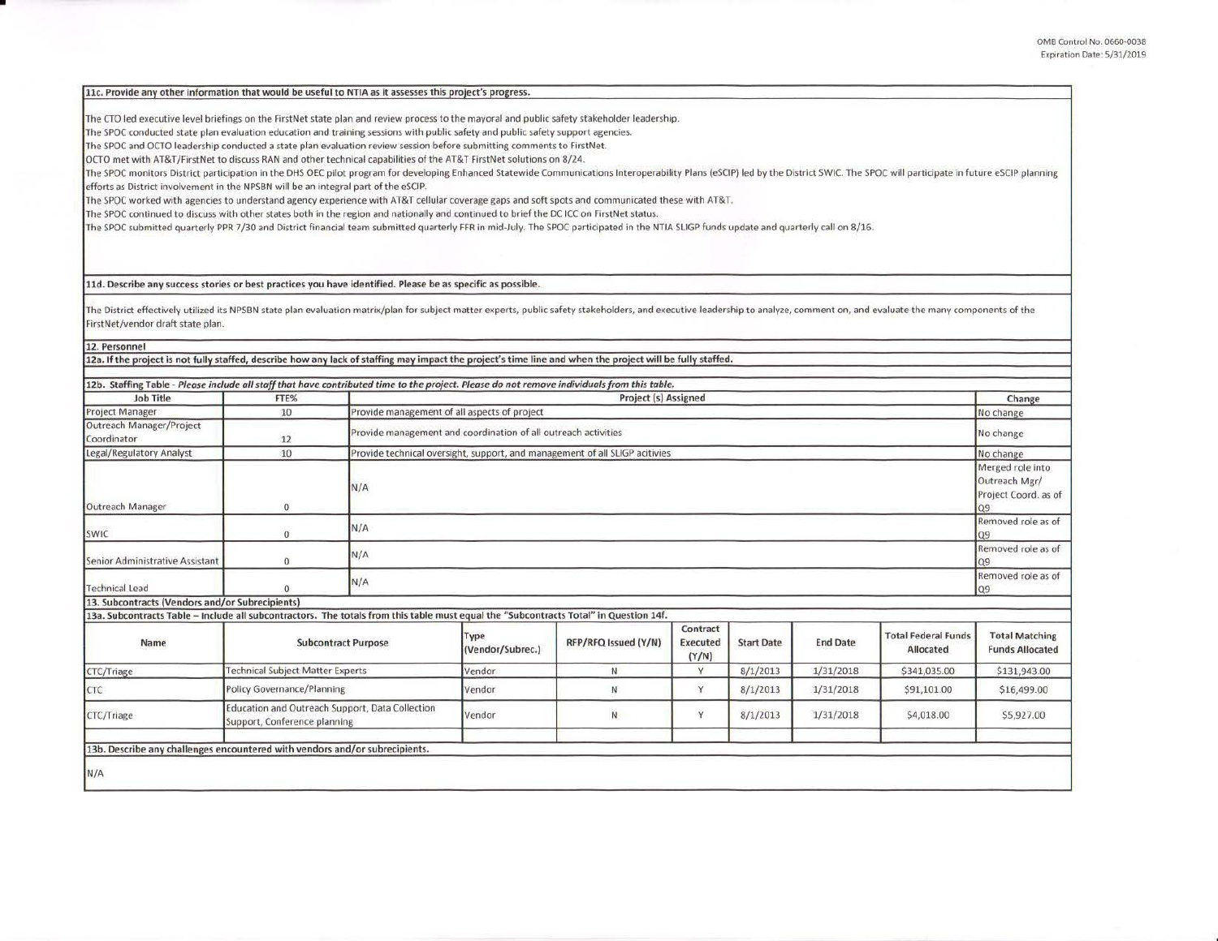### 11c. Provide any other information that would be useful to NTIA as it assesses this project's progress.

The CTO led executive level briefings on the FirstNet state plan and review process to the mayoral and public safety stakeholder leadership.
The SPOC conducted state plan evaluation education and training sessions with public safety and public safety support agencies.
The SPOC and OCTO leadership conducted a state plan evaluation review session before submitting comments to FirstNet.
OCTO met with AT&T/FirstNet to discuss RAN and other technical capabilities of the AT&T FirstNet solutions on 8/24.
The SPOC monitors District participation in the DHS OEC pilot program for developing Enhanced Statewide Communications Interoperability Plans (eSCIP) led by the District SWIC. The SPOC will participate in future eSCIP planning efforts as District involvement in the NPSBN will be an integral part of the eSCIP.
The SPOC worked with agencies to understand agency experience with AT&T cellular coverage gaps and soft spots and communicated these with AT&T.
The SPOC continued to discuss with other states both in the region and nationally and continued to brief the DC ICC on FirstNet status.
The SPOC submitted quarterly PPR 7/30 and District financial team submitted quarterly FFR in mid-July. The SPOC participated in the NTIA SLIGP funds update and quarterly call on 8/16.

### 11d. Describe any success stories or best practices you have identified. Please be as specific as possible.

The District effectively utilized its NPSBN state plan evaluation matrix/plan for subject matter experts, public safety stakeholders, and executive leadership to analyze, comment on, and evaluate the many components of the FirstNet/vendor draft state plan.

## 12. Personnel

### 12a. If the project is not fully staffed, describe how any lack of staffing may impact the project's time line and when the project will be fully staffed.

### 12b. Staffing Table - *Please include all staff that have contributed time to the project. Please do not remove individuals from this table.*

| Job Title | FTE% | Project (s) Assigned | Change |
|---|---|---|---|
| Project Manager | 10 | Provide management of all aspects of project | No change |
| Outreach Manager/Project Coordinator | 12 | Provide management and coordination of all outreach activities | No change |
| Legal/Regulatory Analyst | 10 | Provide technical oversight, support, and management of all SLIGP acitivies | No change |
| Outreach Manager | 0 | N/A | Merged role into Outreach Mgr/ Project Coord. as of Q9 |
| SWIC | 0 | N/A | Removed role as of Q9 |
| Senior Administrative Assistant | 0 | N/A | Removed role as of Q9 |
| Technical Lead | 0 | N/A | Removed role as of Q9 |

## 13. Subcontracts (Vendors and/or Subrecipients)

### 13a. Subcontracts Table – Include all subcontractors. The totals from this table must equal the "Subcontracts Total" in Question 14f.

| Name | Subcontract Purpose | Type (Vendor/Subrec.) | RFP/RFQ Issued (Y/N) | Contract Executed (Y/N) | Start Date | End Date | Total Federal Funds Allocated | Total Matching Funds Allocated |
|---|---|---|---|---|---|---|---|---|
| CTC/Triage | Technical Subject Matter Experts | Vendor | N | Y | 8/1/2013 | 1/31/2018 | $341,035.00 | $131,943.00 |
| CTC | Policy Governance/Planning | Vendor | N | Y | 8/1/2013 | 1/31/2018 | $91,101.00 | $16,499.00 |
| CTC/Triage | Education and Outreach Support, Data Collection Support, Conference planning | Vendor | N | Y | 8/1/2013 | 1/31/2018 | $4,018.00 | $5,927.00 |
| | | | | | | | | |

### 13b. Describe any challenges encountered with vendors and/or subrecipients.

N/A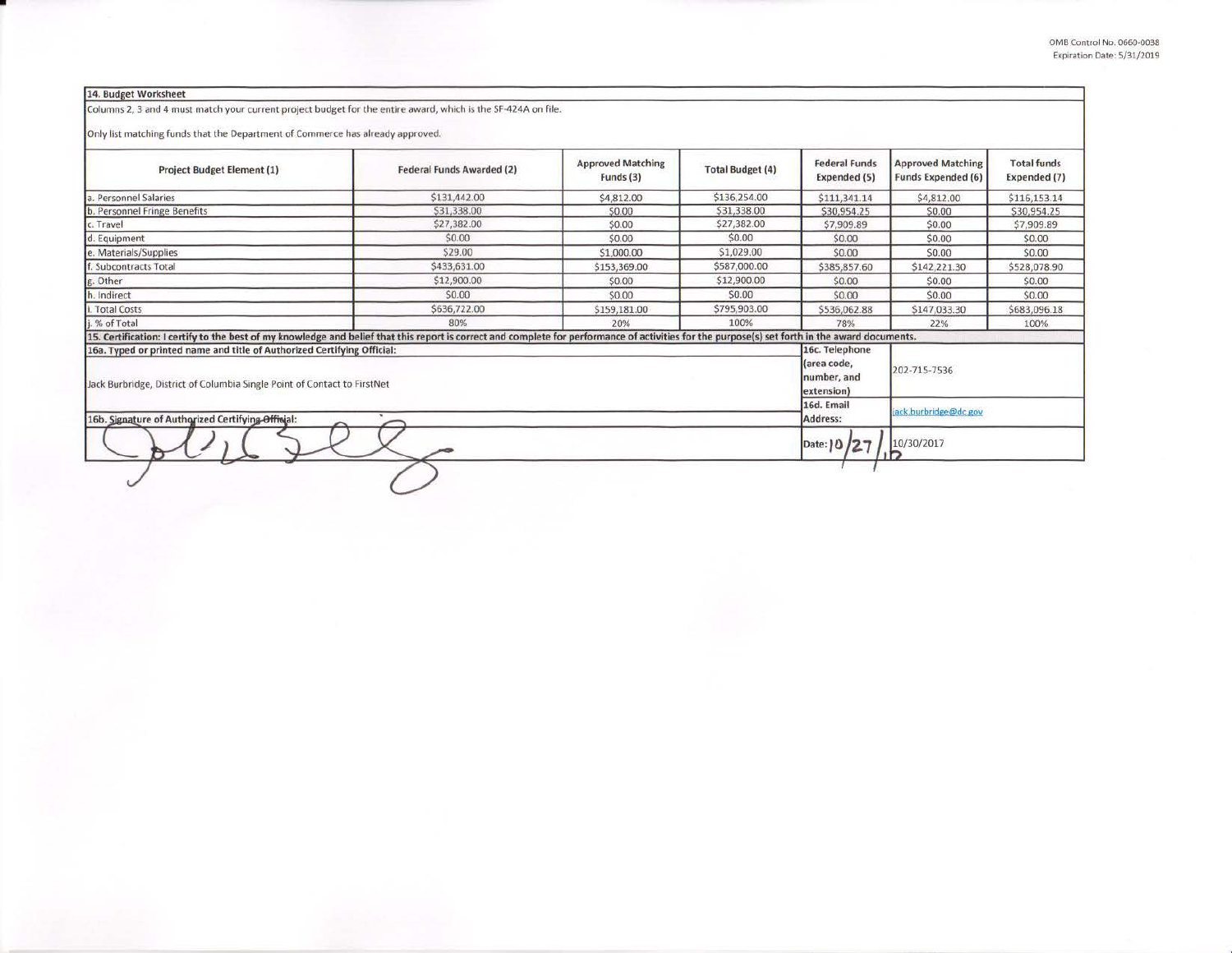OMB Control No. 0660-0038
Expiration Date: 5/31/2019

**14. Budget Worksheet**

Columns 2, 3 and 4 must match your current project budget for the entire award, which is the SF-424A on file.

Only list matching funds that the Department of Commerce has already approved.

| Project Budget Element (1) | Federal Funds Awarded (2) | Approved Matching Funds (3) | Total Budget (4) | Federal Funds Expended (5) | Approved Matching Funds Expended (6) | Total funds Expended (7) |
|---|---|---|---|---|---|---|
| a. Personnel Salaries | $131,442.00 | $4,812.00 | $136,254.00 | $111,341.14 | $4,812.00 | $116,153.14 |
| b. Personnel Fringe Benefits | $31,338.00 | $0.00 | $31,338.00 | $30,954.25 | $0.00 | $30,954.25 |
| c. Travel | $27,382.00 | $0.00 | $27,382.00 | $7,909.89 | $0.00 | $7,909.89 |
| d. Equipment | $0.00 | $0.00 | $0.00 | $0.00 | $0.00 | $0.00 |
| e. Materials/Supplies | $29.00 | $1,000.00 | $1,029.00 | $0.00 | $0.00 | $0.00 |
| f. Subcontracts Total | $433,631.00 | $153,369.00 | $587,000.00 | $385,857.60 | $142,221.30 | $528,078.90 |
| g. Other | $12,900.00 | $0.00 | $12,900.00 | $0.00 | $0.00 | $0.00 |
| h. Indirect | $0.00 | $0.00 | $0.00 | $0.00 | $0.00 | $0.00 |
| i. Total Costs | $636,722.00 | $159,181.00 | $795,903.00 | $536,062.88 | $147,033.30 | $683,096.18 |
| j. % of Total | 80% | 20% | 100% | 78% | 22% | 100% |

**15. Certification: I certify to the best of my knowledge and belief that this report is correct and complete for performance of activities for the purpose(s) set forth in the award documents.**

| | |
|---|---|
| **16a. Typed or printed name and title of Authorized Certifying Official:** Jack Burbridge, District of Columbia Single Point of Contact to FirstNet | **16c. Telephone (area code, number, and extension)** 202-715-7536 |
| **16b. Signature of Authorized Certifying Official:** | **16d. Email Address:** jack.burbridge@dc.gov |
| | Date: 10/27/17 10/30/2017 |